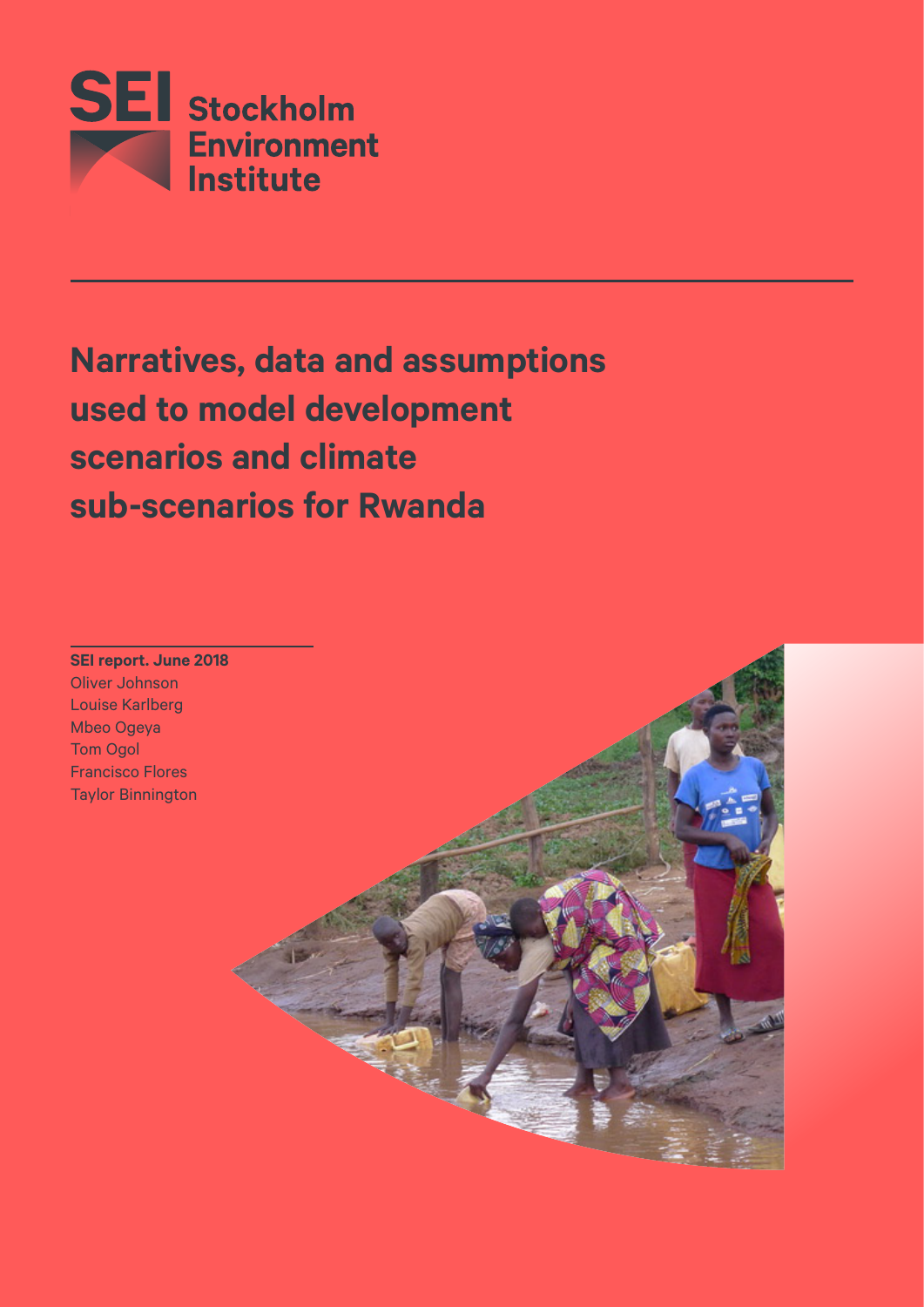SEI Stockholm Environment Institute

# Narratives, data and assumptions used to model development scenarios and climate sub-scenarios for Rwanda

**SEI report. June 2018**

Oliver Johnson
Louise Karlberg
Mbeo Ogeya
Tom Ogol
Francisco Flores
Taylor Binnington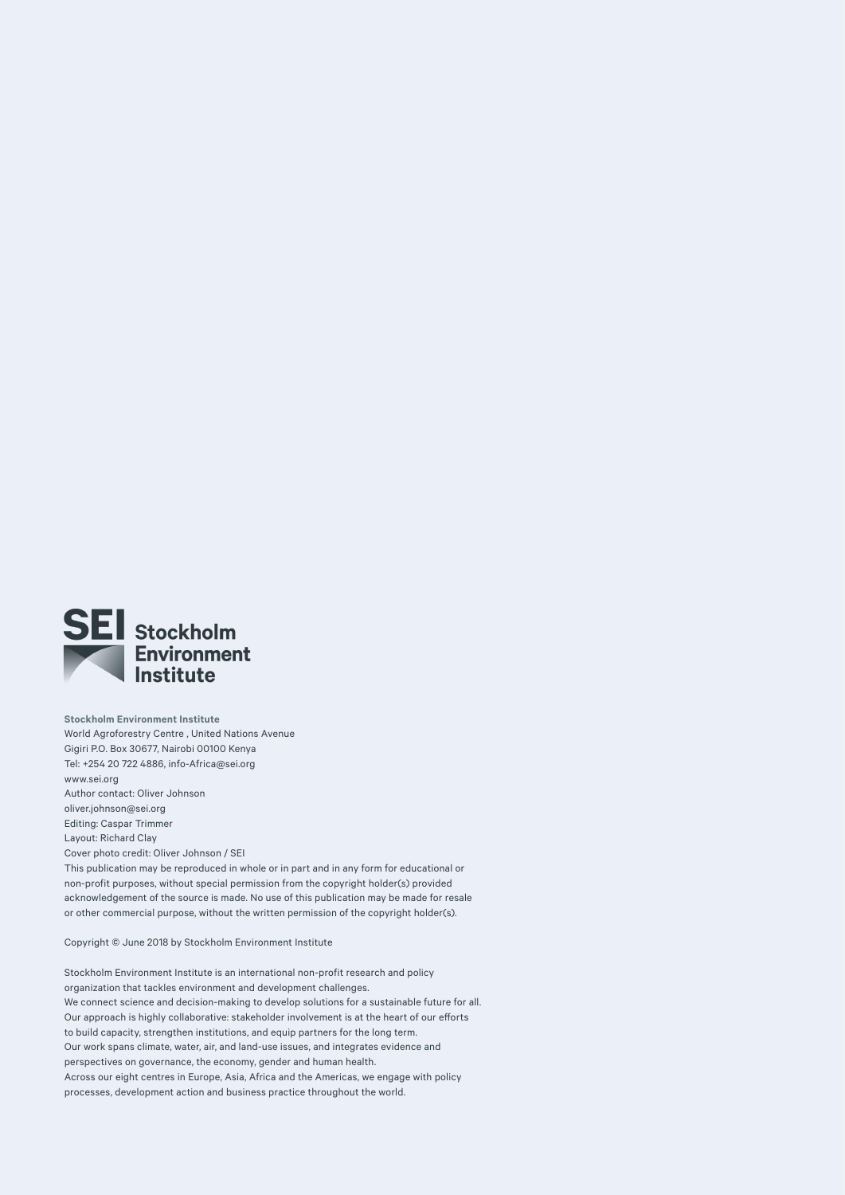**Stockholm Environment Institute**
World Agroforestry Centre , United Nations Avenue
Gigiri P.O. Box 30677, Nairobi 00100 Kenya
Tel: +254 20 722 4886, info-Africa@sei.org
www.sei.org
Author contact: Oliver Johnson
oliver.johnson@sei.org
Editing: Caspar Trimmer
Layout: Richard Clay
Cover photo credit: Oliver Johnson / SEI
This publication may be reproduced in whole or in part and in any form for educational or non-profit purposes, without special permission from the copyright holder(s) provided acknowledgement of the source is made. No use of this publication may be made for resale or other commercial purpose, without the written permission of the copyright holder(s).

Copyright © June 2018 by Stockholm Environment Institute

Stockholm Environment Institute is an international non-profit research and policy organization that tackles environment and development challenges.
We connect science and decision-making to develop solutions for a sustainable future for all.
Our approach is highly collaborative: stakeholder involvement is at the heart of our efforts to build capacity, strengthen institutions, and equip partners for the long term.
Our work spans climate, water, air, and land-use issues, and integrates evidence and perspectives on governance, the economy, gender and human health.
Across our eight centres in Europe, Asia, Africa and the Americas, we engage with policy processes, development action and business practice throughout the world.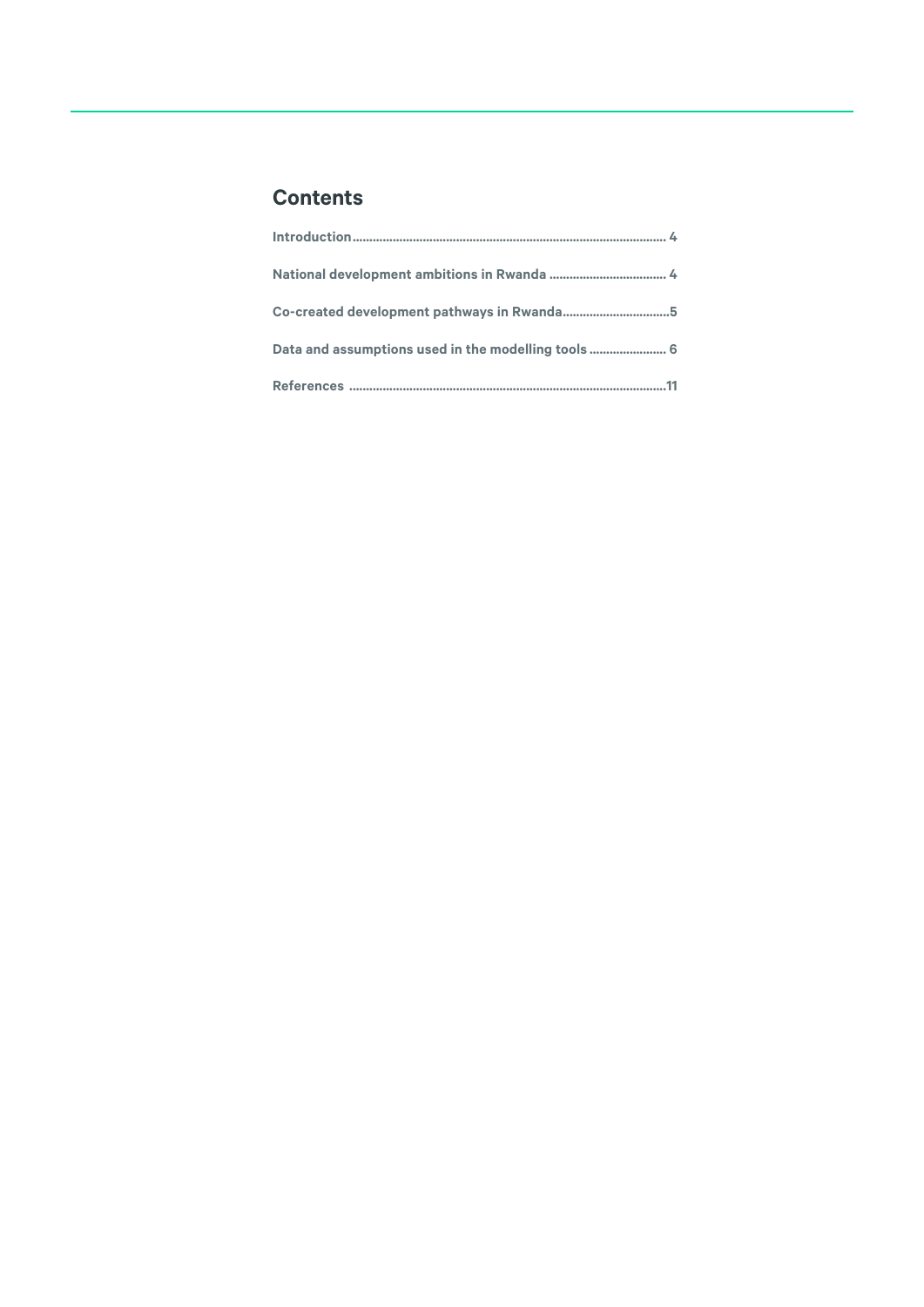## Contents

Introduction .................................................................................................. 4

National development ambitions in Rwanda .................................... 4

Co-created development pathways in Rwanda ................................ 5

Data and assumptions used in the modelling tools ....................... 6

References ................................................................................................ 11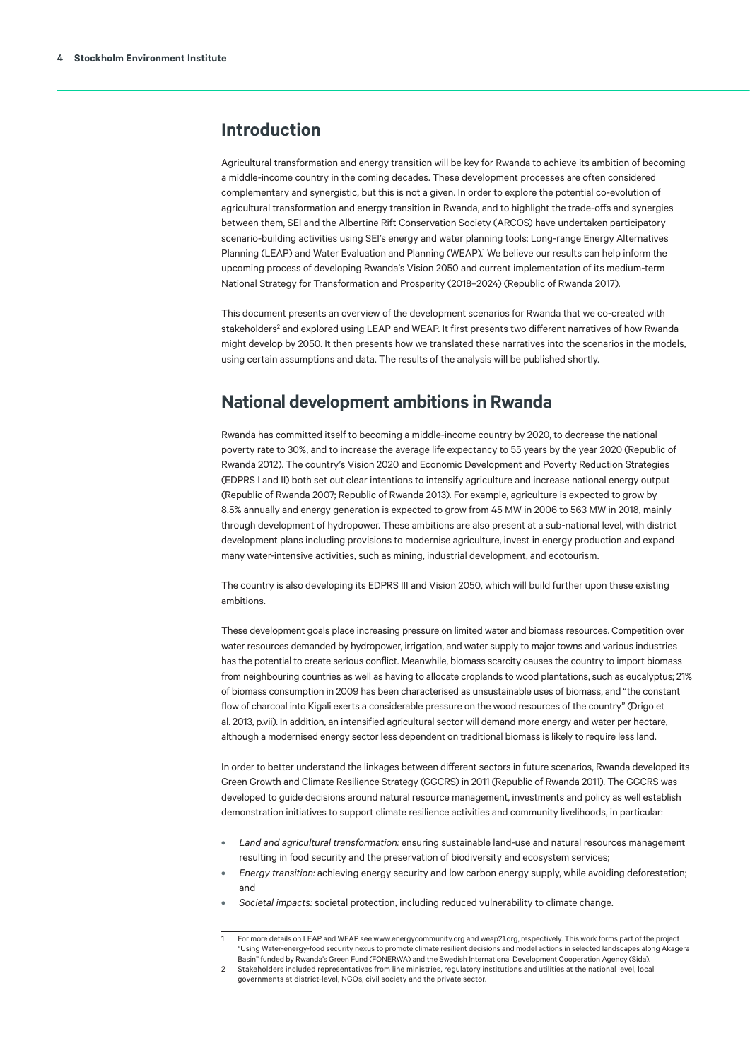## Introduction

Agricultural transformation and energy transition will be key for Rwanda to achieve its ambition of becoming a middle-income country in the coming decades. These development processes are often considered complementary and synergistic, but this is not a given. In order to explore the potential co-evolution of agricultural transformation and energy transition in Rwanda, and to highlight the trade-offs and synergies between them, SEI and the Albertine Rift Conservation Society (ARCOS) have undertaken participatory scenario-building activities using SEI's energy and water planning tools: Long-range Energy Alternatives Planning (LEAP) and Water Evaluation and Planning (WEAP).[1] We believe our results can help inform the upcoming process of developing Rwanda's Vision 2050 and current implementation of its medium-term National Strategy for Transformation and Prosperity (2018–2024) (Republic of Rwanda 2017).

This document presents an overview of the development scenarios for Rwanda that we co-created with stakeholders[2] and explored using LEAP and WEAP. It first presents two different narratives of how Rwanda might develop by 2050. It then presents how we translated these narratives into the scenarios in the models, using certain assumptions and data. The results of the analysis will be published shortly.

## National development ambitions in Rwanda

Rwanda has committed itself to becoming a middle-income country by 2020, to decrease the national poverty rate to 30%, and to increase the average life expectancy to 55 years by the year 2020 (Republic of Rwanda 2012). The country's Vision 2020 and Economic Development and Poverty Reduction Strategies (EDPRS I and II) both set out clear intentions to intensify agriculture and increase national energy output (Republic of Rwanda 2007; Republic of Rwanda 2013). For example, agriculture is expected to grow by 8.5% annually and energy generation is expected to grow from 45 MW in 2006 to 563 MW in 2018, mainly through development of hydropower. These ambitions are also present at a sub-national level, with district development plans including provisions to modernise agriculture, invest in energy production and expand many water-intensive activities, such as mining, industrial development, and ecotourism.

The country is also developing its EDPRS III and Vision 2050, which will build further upon these existing ambitions.

These development goals place increasing pressure on limited water and biomass resources. Competition over water resources demanded by hydropower, irrigation, and water supply to major towns and various industries has the potential to create serious conflict. Meanwhile, biomass scarcity causes the country to import biomass from neighbouring countries as well as having to allocate croplands to wood plantations, such as eucalyptus; 21% of biomass consumption in 2009 has been characterised as unsustainable uses of biomass, and "the constant flow of charcoal into Kigali exerts a considerable pressure on the wood resources of the country" (Drigo et al. 2013, p.vii). In addition, an intensified agricultural sector will demand more energy and water per hectare, although a modernised energy sector less dependent on traditional biomass is likely to require less land.

In order to better understand the linkages between different sectors in future scenarios, Rwanda developed its Green Growth and Climate Resilience Strategy (GGCRS) in 2011 (Republic of Rwanda 2011). The GGCRS was developed to guide decisions around natural resource management, investments and policy as well establish demonstration initiatives to support climate resilience activities and community livelihoods, in particular:

- *Land and agricultural transformation:* ensuring sustainable land-use and natural resources management resulting in food security and the preservation of biodiversity and ecosystem services;
- *Energy transition:* achieving energy security and low carbon energy supply, while avoiding deforestation; and
- *Societal impacts:* societal protection, including reduced vulnerability to climate change.

---

1 For more details on LEAP and WEAP see www.energycommunity.org and weap21.org, respectively. This work forms part of the project "Using Water-energy-food security nexus to promote climate resilient decisions and model actions in selected landscapes along Akagera Basin" funded by Rwanda's Green Fund (FONERWA) and the Swedish International Development Cooperation Agency (Sida).

2 Stakeholders included representatives from line ministries, regulatory institutions and utilities at the national level, local governments at district-level, NGOs, civil society and the private sector.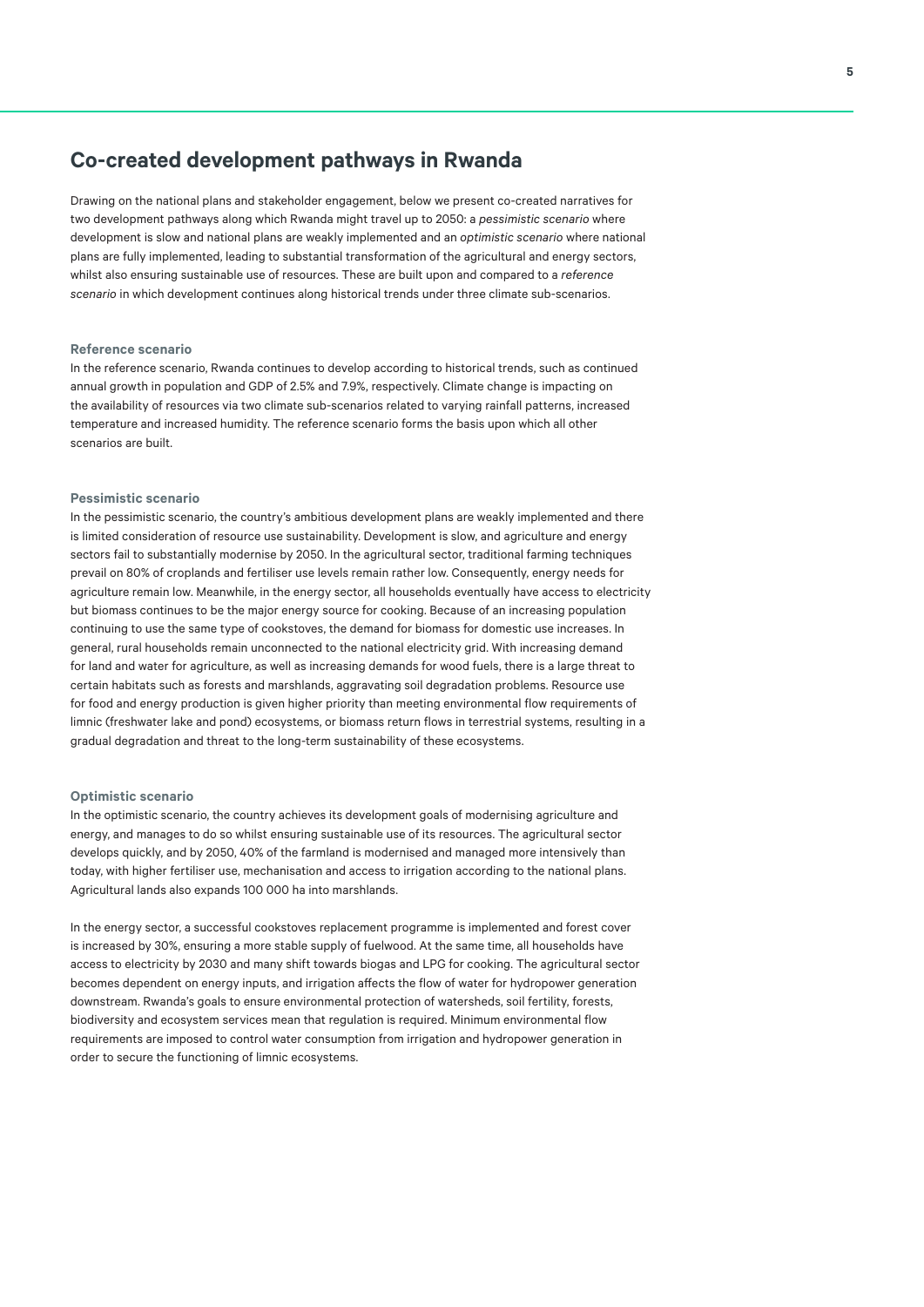## Co-created development pathways in Rwanda

Drawing on the national plans and stakeholder engagement, below we present co-created narratives for two development pathways along which Rwanda might travel up to 2050: a *pessimistic scenario* where development is slow and national plans are weakly implemented and an *optimistic scenario* where national plans are fully implemented, leading to substantial transformation of the agricultural and energy sectors, whilst also ensuring sustainable use of resources. These are built upon and compared to a *reference scenario* in which development continues along historical trends under three climate sub-scenarios.

#### Reference scenario

In the reference scenario, Rwanda continues to develop according to historical trends, such as continued annual growth in population and GDP of 2.5% and 7.9%, respectively. Climate change is impacting on the availability of resources via two climate sub-scenarios related to varying rainfall patterns, increased temperature and increased humidity. The reference scenario forms the basis upon which all other scenarios are built.

#### Pessimistic scenario

In the pessimistic scenario, the country's ambitious development plans are weakly implemented and there is limited consideration of resource use sustainability. Development is slow, and agriculture and energy sectors fail to substantially modernise by 2050. In the agricultural sector, traditional farming techniques prevail on 80% of croplands and fertiliser use levels remain rather low. Consequently, energy needs for agriculture remain low. Meanwhile, in the energy sector, all households eventually have access to electricity but biomass continues to be the major energy source for cooking. Because of an increasing population continuing to use the same type of cookstoves, the demand for biomass for domestic use increases. In general, rural households remain unconnected to the national electricity grid. With increasing demand for land and water for agriculture, as well as increasing demands for wood fuels, there is a large threat to certain habitats such as forests and marshlands, aggravating soil degradation problems. Resource use for food and energy production is given higher priority than meeting environmental flow requirements of limnic (freshwater lake and pond) ecosystems, or biomass return flows in terrestrial systems, resulting in a gradual degradation and threat to the long-term sustainability of these ecosystems.

#### Optimistic scenario

In the optimistic scenario, the country achieves its development goals of modernising agriculture and energy, and manages to do so whilst ensuring sustainable use of its resources. The agricultural sector develops quickly, and by 2050, 40% of the farmland is modernised and managed more intensively than today, with higher fertiliser use, mechanisation and access to irrigation according to the national plans. Agricultural lands also expands 100 000 ha into marshlands.

In the energy sector, a successful cookstoves replacement programme is implemented and forest cover is increased by 30%, ensuring a more stable supply of fuelwood. At the same time, all households have access to electricity by 2030 and many shift towards biogas and LPG for cooking. The agricultural sector becomes dependent on energy inputs, and irrigation affects the flow of water for hydropower generation downstream. Rwanda's goals to ensure environmental protection of watersheds, soil fertility, forests, biodiversity and ecosystem services mean that regulation is required. Minimum environmental flow requirements are imposed to control water consumption from irrigation and hydropower generation in order to secure the functioning of limnic ecosystems.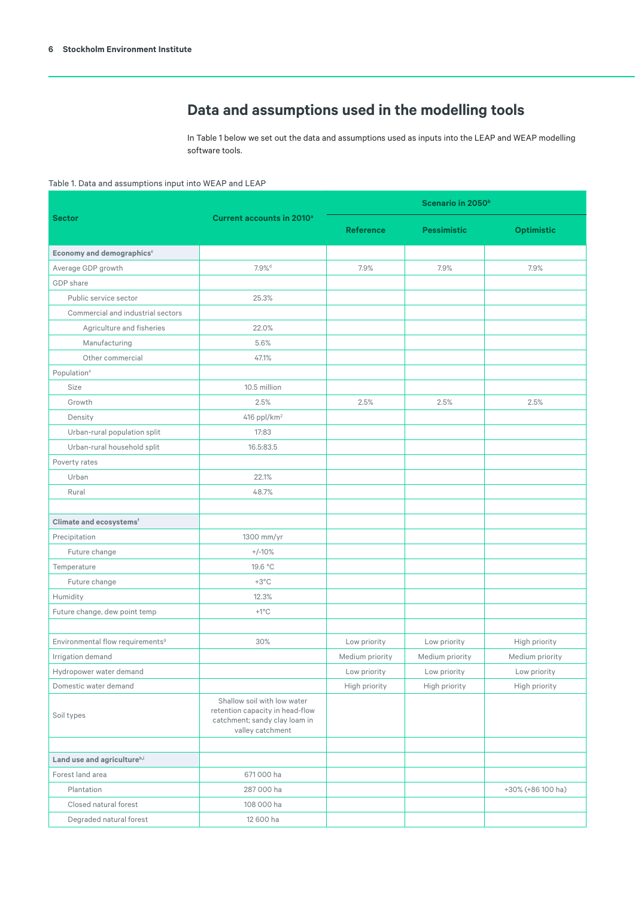## Data and assumptions used in the modelling tools

In Table 1 below we set out the data and assumptions used as inputs into the LEAP and WEAP modelling software tools.

Table 1. Data and assumptions input into WEAP and LEAP

| Sector | Current accounts in 2010[a] | Scenario in 2050[b] | | |
|---|---|---|---|---|
| | | Reference | Pessimistic | Optimistic |
| **Economy and demographics[c]** | | | | |
| Average GDP growth | 7.9%[d] | 7.9% | 7.9% | 7.9% |
| GDP share | | | | |
| Public service sector | 25.3% | | | |
| Commercial and industrial sectors | | | | |
| Agriculture and fisheries | 22.0% | | | |
| Manufacturing | 5.6% | | | |
| Other commercial | 47.1% | | | |
| Population[e] | | | | |
| Size | 10.5 million | | | |
| Growth | 2.5% | 2.5% | 2.5% | 2.5% |
| Density | 416 ppl/km$^2$ | | | |
| Urban-rural population split | 17:83 | | | |
| Urban-rural household split | 16.5:83.5 | | | |
| Poverty rates | | | | |
| Urban | 22.1% | | | |
| Rural | 48.7% | | | |
| | | | | |
| **Climate and ecosystems[f]** | | | | |
| Precipitation | 1300 mm/yr | | | |
| Future change | +/-10% | | | |
| Temperature | 19.6 °C | | | |
| Future change | +3°C | | | |
| Humidity | 12.3% | | | |
| Future change, dew point temp | +1°C | | | |
| | | | | |
| Environmental flow requirements[g] | 30% | Low priority | Low priority | High priority |
| Irrigation demand | | Medium priority | Medium priority | Medium priority |
| Hydropower water demand | | Low priority | Low priority | Low priority |
| Domestic water demand | | High priority | High priority | High priority |
| Soil types | Shallow soil with low water retention capacity in head-flow catchment; sandy clay loam in valley catchment | | | |
| | | | | |
| **Land use and agriculture[h,i]** | | | | |
| Forest land area | 671 000 ha | | | |
| Plantation | 287 000 ha | | | +30% (+86 100 ha) |
| Closed natural forest | 108 000 ha | | | |
| Degraded natural forest | 12 600 ha | | | |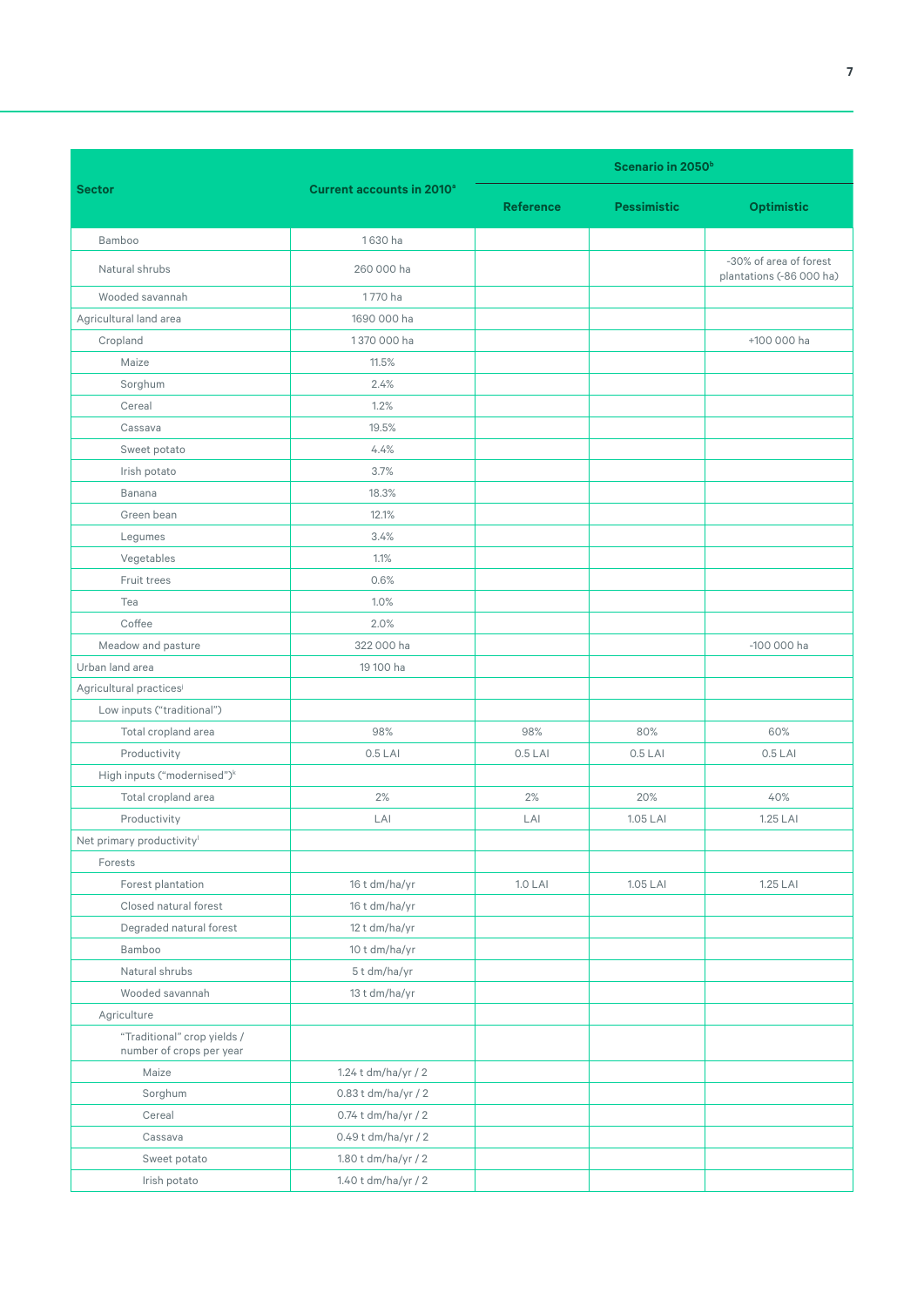| Sector | Current accounts in 2010[a] | Scenario in 2050[b] | | |
|---|---|---|---|---|
| | | Reference | Pessimistic | Optimistic |
| Bamboo | 1 630 ha | | | |
| Natural shrubs | 260 000 ha | | | -30% of area of forest plantations (-86 000 ha) |
| Wooded savannah | 1 770 ha | | | |
| Agricultural land area | 1690 000 ha | | | |
| Cropland | 1 370 000 ha | | | +100 000 ha |
| Maize | 11.5% | | | |
| Sorghum | 2.4% | | | |
| Cereal | 1.2% | | | |
| Cassava | 19.5% | | | |
| Sweet potato | 4.4% | | | |
| Irish potato | 3.7% | | | |
| Banana | 18.3% | | | |
| Green bean | 12.1% | | | |
| Legumes | 3.4% | | | |
| Vegetables | 1.1% | | | |
| Fruit trees | 0.6% | | | |
| Tea | 1.0% | | | |
| Coffee | 2.0% | | | |
| Meadow and pasture | 322 000 ha | | | -100 000 ha |
| Urban land area | 19 100 ha | | | |
| Agricultural practices[j] | | | | |
| Low inputs ("traditional") | | | | |
| Total cropland area | 98% | 98% | 80% | 60% |
| Productivity | 0.5 LAI | 0.5 LAI | 0.5 LAI | 0.5 LAI |
| High inputs ("modernised")[k] | | | | |
| Total cropland area | 2% | 2% | 20% | 40% |
| Productivity | LAI | LAI | 1.05 LAI | 1.25 LAI |
| Net primary productivity[l] | | | | |
| Forests | | | | |
| Forest plantation | 16 t dm/ha/yr | 1.0 LAI | 1.05 LAI | 1.25 LAI |
| Closed natural forest | 16 t dm/ha/yr | | | |
| Degraded natural forest | 12 t dm/ha/yr | | | |
| Bamboo | 10 t dm/ha/yr | | | |
| Natural shrubs | 5 t dm/ha/yr | | | |
| Wooded savannah | 13 t dm/ha/yr | | | |
| Agriculture | | | | |
| "Traditional" crop yields / number of crops per year | | | | |
| Maize | 1.24 t dm/ha/yr / 2 | | | |
| Sorghum | 0.83 t dm/ha/yr / 2 | | | |
| Cereal | 0.74 t dm/ha/yr / 2 | | | |
| Cassava | 0.49 t dm/ha/yr / 2 | | | |
| Sweet potato | 1.80 t dm/ha/yr / 2 | | | |
| Irish potato | 1.40 t dm/ha/yr / 2 | | | |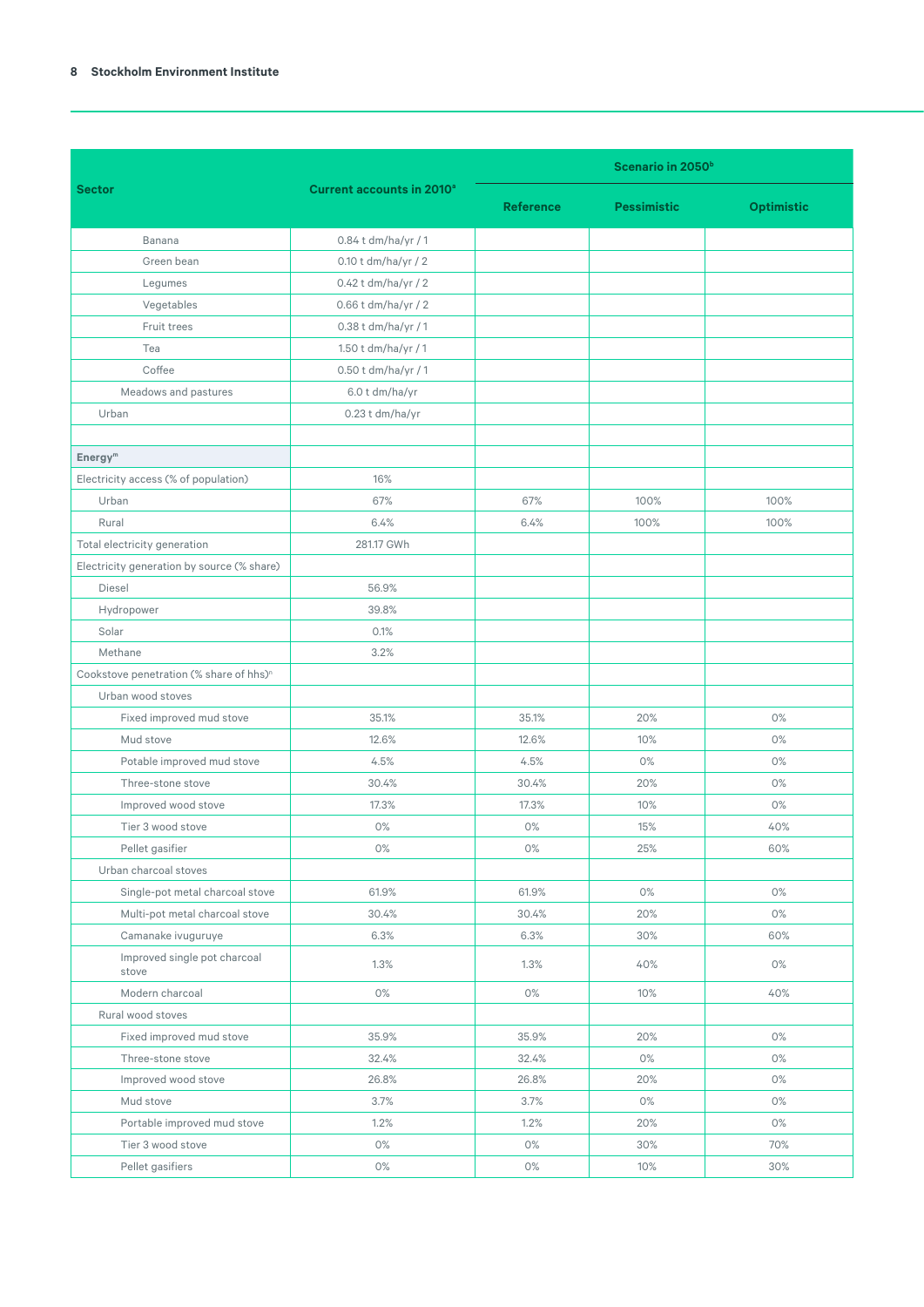| Sector | Current accounts in 2010[a] | Scenario in 2050[b] | | |
|---|---|---|---|---|
| | | Reference | Pessimistic | Optimistic |
| Banana | 0.84 t dm/ha/yr / 1 | | | |
| Green bean | 0.10 t dm/ha/yr / 2 | | | |
| Legumes | 0.42 t dm/ha/yr / 2 | | | |
| Vegetables | 0.66 t dm/ha/yr / 2 | | | |
| Fruit trees | 0.38 t dm/ha/yr / 1 | | | |
| Tea | 1.50 t dm/ha/yr / 1 | | | |
| Coffee | 0.50 t dm/ha/yr / 1 | | | |
| Meadows and pastures | 6.0 t dm/ha/yr | | | |
| Urban | 0.23 t dm/ha/yr | | | |
| | | | | |
| **Energy[m]** | | | | |
| Electricity access (% of population) | 16% | | | |
| Urban | 67% | 67% | 100% | 100% |
| Rural | 6.4% | 6.4% | 100% | 100% |
| Total electricity generation | 281.17 GWh | | | |
| Electricity generation by source (% share) | | | | |
| Diesel | 56.9% | | | |
| Hydropower | 39.8% | | | |
| Solar | 0.1% | | | |
| Methane | 3.2% | | | |
| Cookstove penetration (% share of hhs)[n] | | | | |
| Urban wood stoves | | | | |
| Fixed improved mud stove | 35.1% | 35.1% | 20% | 0% |
| Mud stove | 12.6% | 12.6% | 10% | 0% |
| Potable improved mud stove | 4.5% | 4.5% | 0% | 0% |
| Three-stone stove | 30.4% | 30.4% | 20% | 0% |
| Improved wood stove | 17.3% | 17.3% | 10% | 0% |
| Tier 3 wood stove | 0% | 0% | 15% | 40% |
| Pellet gasifier | 0% | 0% | 25% | 60% |
| Urban charcoal stoves | | | | |
| Single-pot metal charcoal stove | 61.9% | 61.9% | 0% | 0% |
| Multi-pot metal charcoal stove | 30.4% | 30.4% | 20% | 0% |
| Camanake ivuguruye | 6.3% | 6.3% | 30% | 60% |
| Improved single pot charcoal stove | 1.3% | 1.3% | 40% | 0% |
| Modern charcoal | 0% | 0% | 10% | 40% |
| Rural wood stoves | | | | |
| Fixed improved mud stove | 35.9% | 35.9% | 20% | 0% |
| Three-stone stove | 32.4% | 32.4% | 0% | 0% |
| Improved wood stove | 26.8% | 26.8% | 20% | 0% |
| Mud stove | 3.7% | 3.7% | 0% | 0% |
| Portable improved mud stove | 1.2% | 1.2% | 20% | 0% |
| Tier 3 wood stove | 0% | 0% | 30% | 70% |
| Pellet gasifiers | 0% | 0% | 10% | 30% |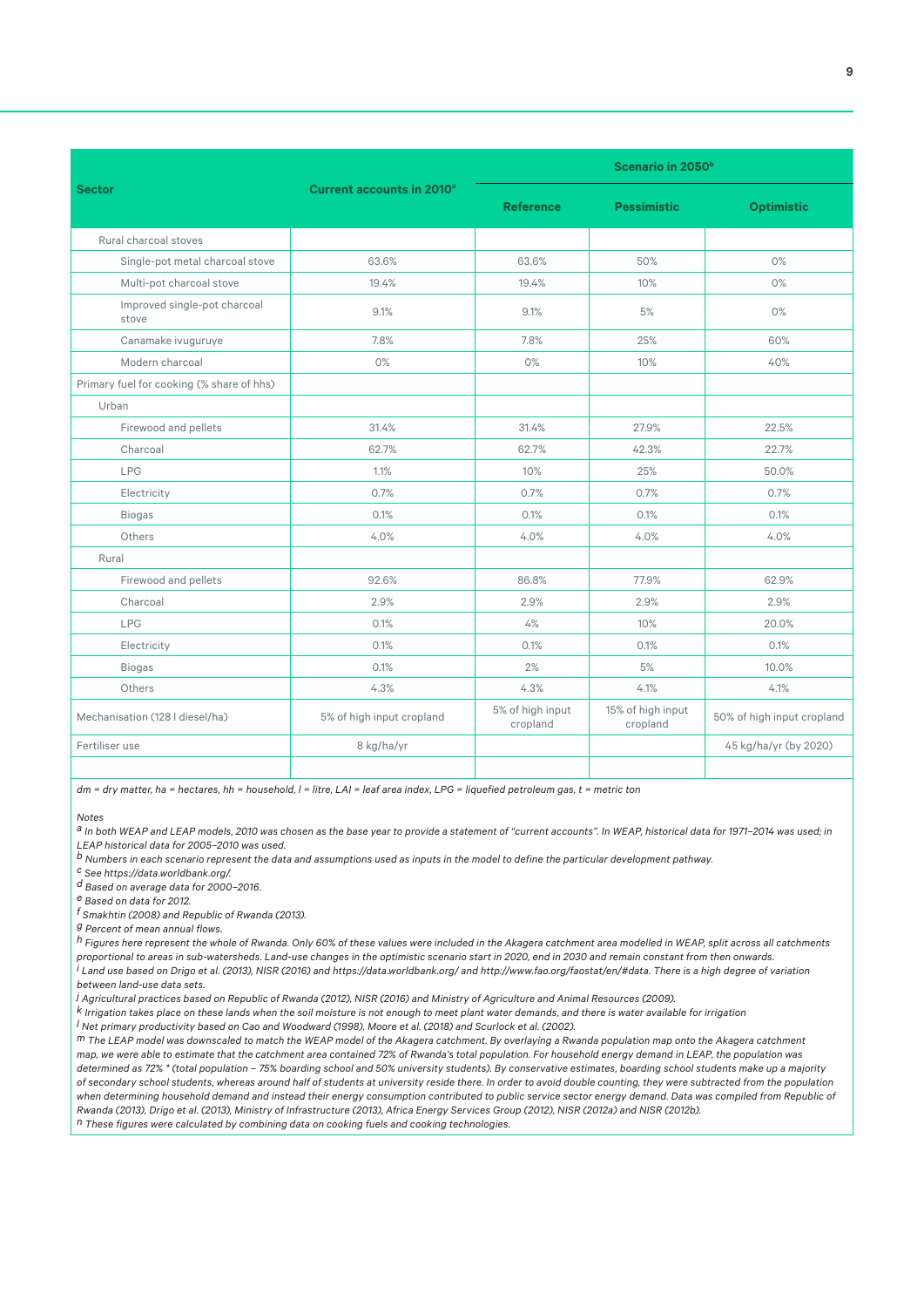| Sector | Current accounts in 2010[a] | Scenario in 2050[b] | | |
|---|---|---|---|---|
| | | Reference | Pessimistic | Optimistic |
| Rural charcoal stoves | | | | |
| Single-pot metal charcoal stove | 63.6% | 63.6% | 50% | 0% |
| Multi-pot charcoal stove | 19.4% | 19.4% | 10% | 0% |
| Improved single-pot charcoal stove | 9.1% | 9.1% | 5% | 0% |
| Canamake ivuguruye | 7.8% | 7.8% | 25% | 60% |
| Modern charcoal | 0% | 0% | 10% | 40% |
| Primary fuel for cooking (% share of hhs) | | | | |
| Urban | | | | |
| Firewood and pellets | 31.4% | 31.4% | 27.9% | 22.5% |
| Charcoal | 62.7% | 62.7% | 42.3% | 22.7% |
| LPG | 1.1% | 10% | 25% | 50.0% |
| Electricity | 0.7% | 0.7% | 0.7% | 0.7% |
| Biogas | 0.1% | 0.1% | 0.1% | 0.1% |
| Others | 4.0% | 4.0% | 4.0% | 4.0% |
| Rural | | | | |
| Firewood and pellets | 92.6% | 86.8% | 77.9% | 62.9% |
| Charcoal | 2.9% | 2.9% | 2.9% | 2.9% |
| LPG | 0.1% | 4% | 10% | 20.0% |
| Electricity | 0.1% | 0.1% | 0.1% | 0.1% |
| Biogas | 0.1% | 2% | 5% | 10.0% |
| Others | 4.3% | 4.3% | 4.1% | 4.1% |
| Mechanisation (128 l diesel/ha) | 5% of high input cropland | 5% of high input cropland | 15% of high input cropland | 50% of high input cropland |
| Fertiliser use | 8 kg/ha/yr | | | 45 kg/ha/yr (by 2020) |
| | | | | |

*dm = dry matter, ha = hectares, hh = household, l = litre, LAI = leaf area index, LPG = liquefied petroleum gas, t = metric ton*

*Notes*

[a] *In both WEAP and LEAP models, 2010 was chosen as the base year to provide a statement of "current accounts". In WEAP, historical data for 1971–2014 was used; in LEAP historical data for 2005–2010 was used.*

[b] *Numbers in each scenario represent the data and assumptions used as inputs in the model to define the particular development pathway.*

[c] *See https://data.worldbank.org/.*

[d] *Based on average data for 2000–2016.*

[e] *Based on data for 2012.*

[f] *Smakhtin (2008) and Republic of Rwanda (2013).*

[g] *Percent of mean annual flows.*

[h] *Figures here represent the whole of Rwanda. Only 60% of these values were included in the Akagera catchment area modelled in WEAP, split across all catchments proportional to areas in sub-watersheds. Land-use changes in the optimistic scenario start in 2020, end in 2030 and remain constant from then onwards.*

[i] *Land use based on Drigo et al. (2013), NISR (2016) and https://data.worldbank.org/ and http://www.fao.org/faostat/en/#data. There is a high degree of variation between land-use data sets.*

[j] *Agricultural practices based on Republic of Rwanda (2012), NISR (2016) and Ministry of Agriculture and Animal Resources (2009).*

[k] *Irrigation takes place on these lands when the soil moisture is not enough to meet plant water demands, and there is water available for irrigation*

[l] *Net primary productivity based on Cao and Woodward (1998), Moore et al. (2018) and Scurlock et al. (2002).*

[m] *The LEAP model was downscaled to match the WEAP model of the Akagera catchment. By overlaying a Rwanda population map onto the Akagera catchment map, we were able to estimate that the catchment area contained 72% of Rwanda's total population. For household energy demand in LEAP, the population was determined as 72% * (total population – 75% boarding school and 50% university students). By conservative estimates, boarding school students make up a majority of secondary school students, whereas around half of students at university reside there. In order to avoid double counting, they were subtracted from the population when determining household demand and instead their energy consumption contributed to public service sector energy demand. Data was compiled from Republic of Rwanda (2013), Drigo et al. (2013), Ministry of Infrastructure (2013), Africa Energy Services Group (2012), NISR (2012a) and NISR (2012b).*

[n] *These figures were calculated by combining data on cooking fuels and cooking technologies.*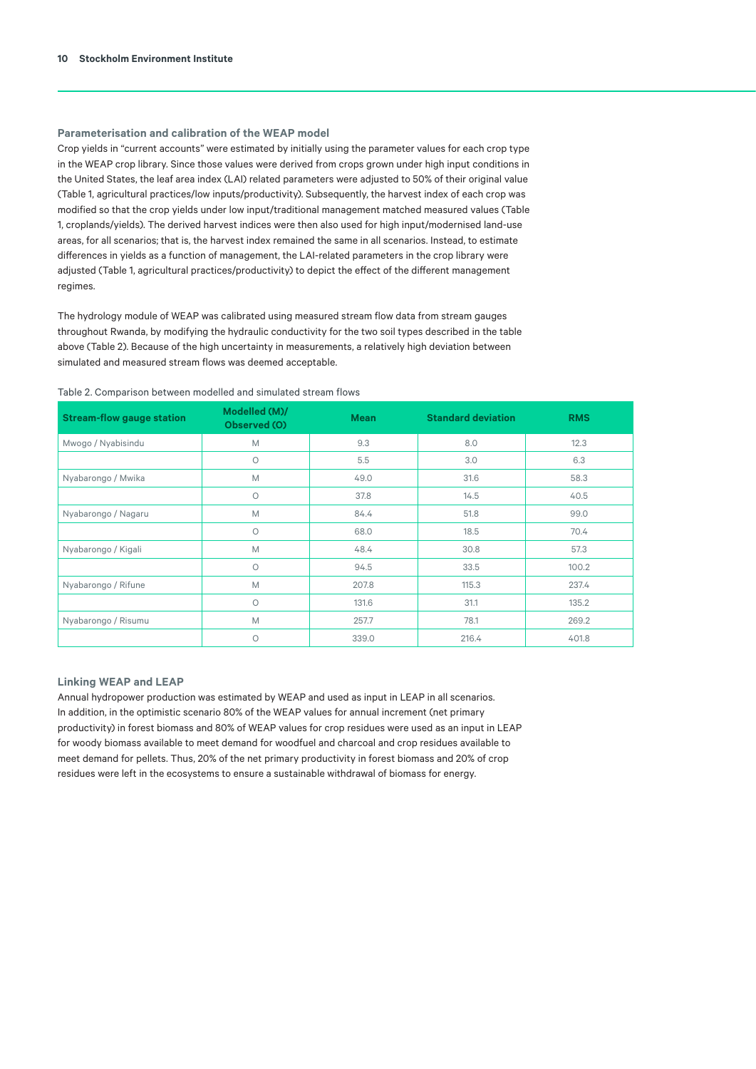### Parameterisation and calibration of the WEAP model

Crop yields in "current accounts" were estimated by initially using the parameter values for each crop type in the WEAP crop library. Since those values were derived from crops grown under high input conditions in the United States, the leaf area index (LAI) related parameters were adjusted to 50% of their original value (Table 1, agricultural practices/low inputs/productivity). Subsequently, the harvest index of each crop was modified so that the crop yields under low input/traditional management matched measured values (Table 1, croplands/yields). The derived harvest indices were then also used for high input/modernised land-use areas, for all scenarios; that is, the harvest index remained the same in all scenarios. Instead, to estimate differences in yields as a function of management, the LAI-related parameters in the crop library were adjusted (Table 1, agricultural practices/productivity) to depict the effect of the different management regimes.

The hydrology module of WEAP was calibrated using measured stream flow data from stream gauges throughout Rwanda, by modifying the hydraulic conductivity for the two soil types described in the table above (Table 2). Because of the high uncertainty in measurements, a relatively high deviation between simulated and measured stream flows was deemed acceptable.

Table 2. Comparison between modelled and simulated stream flows

| Stream-flow gauge station | Modelled (M)/ Observed (O) | Mean | Standard deviation | RMS |
|---|---|---|---|---|
| Mwogo / Nyabisindu | M | 9.3 | 8.0 | 12.3 |
| | O | 5.5 | 3.0 | 6.3 |
| Nyabarongo / Mwika | M | 49.0 | 31.6 | 58.3 |
| | O | 37.8 | 14.5 | 40.5 |
| Nyabarongo / Nagaru | M | 84.4 | 51.8 | 99.0 |
| | O | 68.0 | 18.5 | 70.4 |
| Nyabarongo / Kigali | M | 48.4 | 30.8 | 57.3 |
| | O | 94.5 | 33.5 | 100.2 |
| Nyabarongo / Rifune | M | 207.8 | 115.3 | 237.4 |
| | O | 131.6 | 31.1 | 135.2 |
| Nyabarongo / Risumu | M | 257.7 | 78.1 | 269.2 |
| | O | 339.0 | 216.4 | 401.8 |

### Linking WEAP and LEAP

Annual hydropower production was estimated by WEAP and used as input in LEAP in all scenarios. In addition, in the optimistic scenario 80% of the WEAP values for annual increment (net primary productivity) in forest biomass and 80% of WEAP values for crop residues were used as an input in LEAP for woody biomass available to meet demand for woodfuel and charcoal and crop residues available to meet demand for pellets. Thus, 20% of the net primary productivity in forest biomass and 20% of crop residues were left in the ecosystems to ensure a sustainable withdrawal of biomass for energy.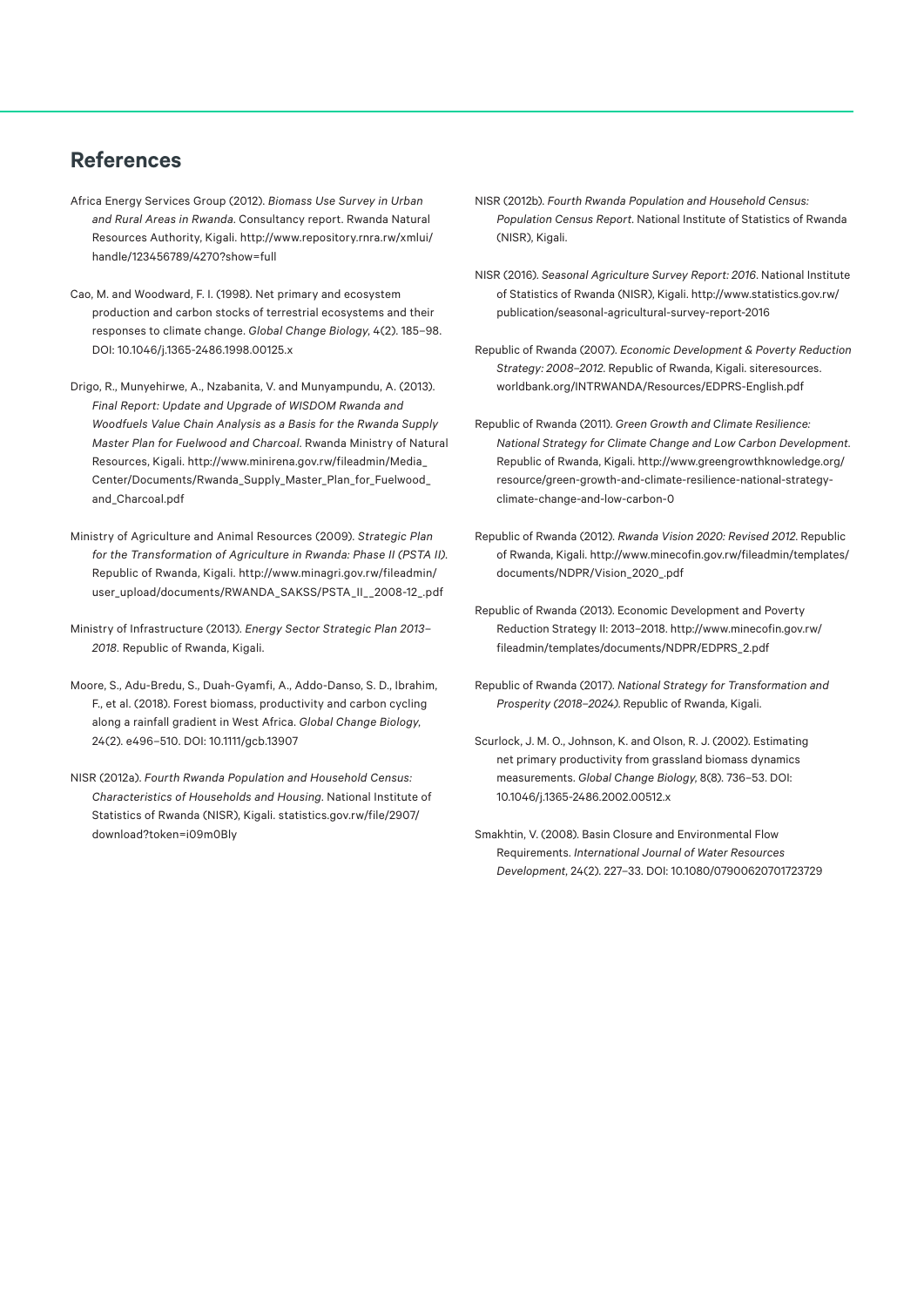## References

Africa Energy Services Group (2012). *Biomass Use Survey in Urban and Rural Areas in Rwanda*. Consultancy report. Rwanda Natural Resources Authority, Kigali. http://www.repository.rnra.rw/xmlui/handle/123456789/4270?show=full

Cao, M. and Woodward, F. I. (1998). Net primary and ecosystem production and carbon stocks of terrestrial ecosystems and their responses to climate change. *Global Change Biology*, 4(2). 185–98. DOI: 10.1046/j.1365-2486.1998.00125.x

Drigo, R., Munyehirwe, A., Nzabanita, V. and Munyampundu, A. (2013). *Final Report: Update and Upgrade of WISDOM Rwanda and Woodfuels Value Chain Analysis as a Basis for the Rwanda Supply Master Plan for Fuelwood and Charcoal*. Rwanda Ministry of Natural Resources, Kigali. http://www.minirena.gov.rw/fileadmin/Media_Center/Documents/Rwanda_Supply_Master_Plan_for_Fuelwood_and_Charcoal.pdf

Ministry of Agriculture and Animal Resources (2009). *Strategic Plan for the Transformation of Agriculture in Rwanda: Phase II (PSTA II)*. Republic of Rwanda, Kigali. http://www.minagri.gov.rw/fileadmin/user_upload/documents/RWANDA_SAKSS/PSTA_II__2008-12_.pdf

Ministry of Infrastructure (2013). *Energy Sector Strategic Plan 2013–2018*. Republic of Rwanda, Kigali.

Moore, S., Adu-Bredu, S., Duah-Gyamfi, A., Addo-Danso, S. D., Ibrahim, F., et al. (2018). Forest biomass, productivity and carbon cycling along a rainfall gradient in West Africa. *Global Change Biology*, 24(2). e496–510. DOI: 10.1111/gcb.13907

NISR (2012a). *Fourth Rwanda Population and Household Census: Characteristics of Households and Housing*. National Institute of Statistics of Rwanda (NISR), Kigali. statistics.gov.rw/file/2907/download?token=i09m0Bly

NISR (2012b). *Fourth Rwanda Population and Household Census: Population Census Report*. National Institute of Statistics of Rwanda (NISR), Kigali.

NISR (2016). *Seasonal Agriculture Survey Report: 2016*. National Institute of Statistics of Rwanda (NISR), Kigali. http://www.statistics.gov.rw/publication/seasonal-agricultural-survey-report-2016

Republic of Rwanda (2007). *Economic Development & Poverty Reduction Strategy: 2008–2012*. Republic of Rwanda, Kigali. siteresources.worldbank.org/INTRWANDA/Resources/EDPRS-English.pdf

Republic of Rwanda (2011). *Green Growth and Climate Resilience: National Strategy for Climate Change and Low Carbon Development*. Republic of Rwanda, Kigali. http://www.greengrowthknowledge.org/resource/green-growth-and-climate-resilience-national-strategy-climate-change-and-low-carbon-0

Republic of Rwanda (2012). *Rwanda Vision 2020: Revised 2012*. Republic of Rwanda, Kigali. http://www.minecofin.gov.rw/fileadmin/templates/documents/NDPR/Vision_2020_.pdf

Republic of Rwanda (2013). Economic Development and Poverty Reduction Strategy II: 2013–2018. http://www.minecofin.gov.rw/fileadmin/templates/documents/NDPR/EDPRS_2.pdf

Republic of Rwanda (2017). *National Strategy for Transformation and Prosperity (2018–2024)*. Republic of Rwanda, Kigali.

Scurlock, J. M. O., Johnson, K. and Olson, R. J. (2002). Estimating net primary productivity from grassland biomass dynamics measurements. *Global Change Biology*, 8(8). 736–53. DOI: 10.1046/j.1365-2486.2002.00512.x

Smakhtin, V. (2008). Basin Closure and Environmental Flow Requirements. *International Journal of Water Resources Development*, 24(2). 227–33. DOI: 10.1080/07900620701723729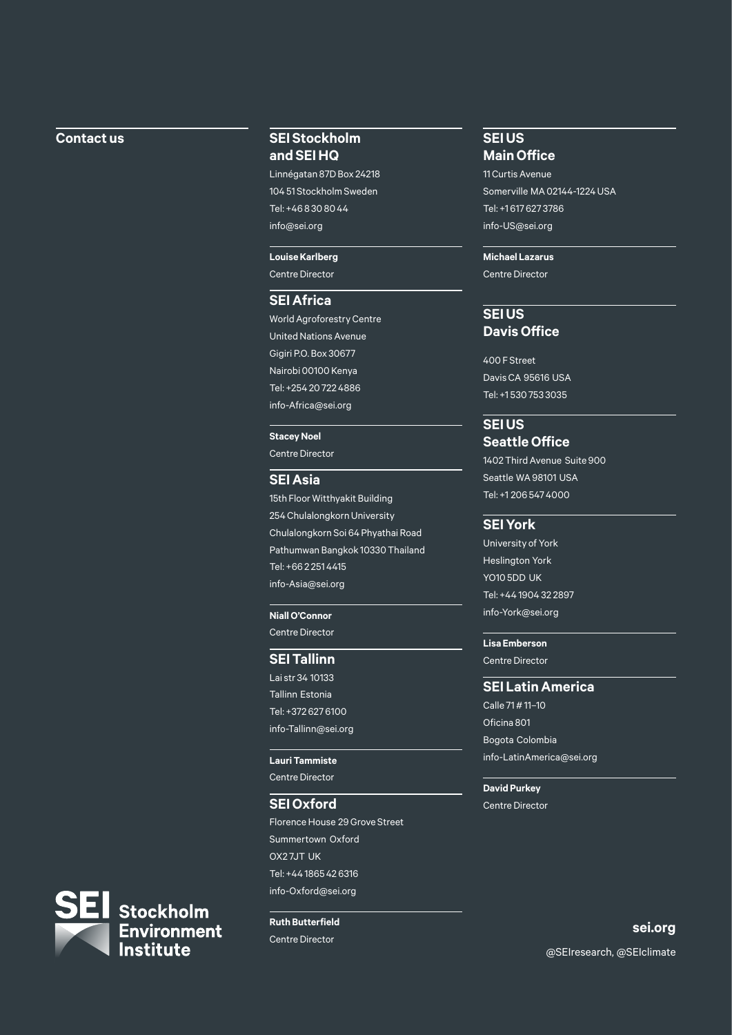## Contact us

### SEI Stockholm and SEI HQ

Linnégatan 87D Box 24218
104 51 Stockholm Sweden
Tel: +46 8 30 80 44
info@sei.org

**Louise Karlberg**
Centre Director

### SEI Africa

World Agroforestry Centre
United Nations Avenue
Gigiri P.O. Box 30677
Nairobi 00100 Kenya
Tel: +254 20 722 4886
info-Africa@sei.org

**Stacey Noel**
Centre Director

### SEI Asia

15th Floor Witthyakit Building
254 Chulalongkorn University
Chulalongkorn Soi 64 Phyathai Road
Pathumwan Bangkok 10330 Thailand
Tel: +66 2 251 4415
info-Asia@sei.org

**Niall O'Connor**
Centre Director

### SEI Tallinn

Lai str 34 10133
Tallinn Estonia
Tel: +372 627 6100
info-Tallinn@sei.org

**Lauri Tammiste**
Centre Director

### SEI Oxford

Florence House 29 Grove Street
Summertown Oxford
OX2 7JT UK
Tel: +44 1865 42 6316
info-Oxford@sei.org

**Ruth Butterfield**
Centre Director

### SEI US Main Office

11 Curtis Avenue
Somerville MA 02144-1224 USA
Tel: +1 617 627 3786
info-US@sei.org

**Michael Lazarus**
Centre Director

### SEI US Davis Office

400 F Street
Davis CA 95616 USA
Tel: +1 530 753 3035

### SEI US Seattle Office

1402 Third Avenue Suite 900
Seattle WA 98101 USA
Tel: +1 206 547 4000

### SEI York

University of York
Heslington York
YO10 5DD UK
Tel: +44 1904 32 2897
info-York@sei.org

**Lisa Emberson**
Centre Director

### SEI Latin America

Calle 71 # 11–10
Oficina 801
Bogota Colombia
info-LatinAmerica@sei.org

**David Purkey**
Centre Director

SEI Stockholm Environment Institute

**sei.org**

@SEIresearch, @SEIclimate